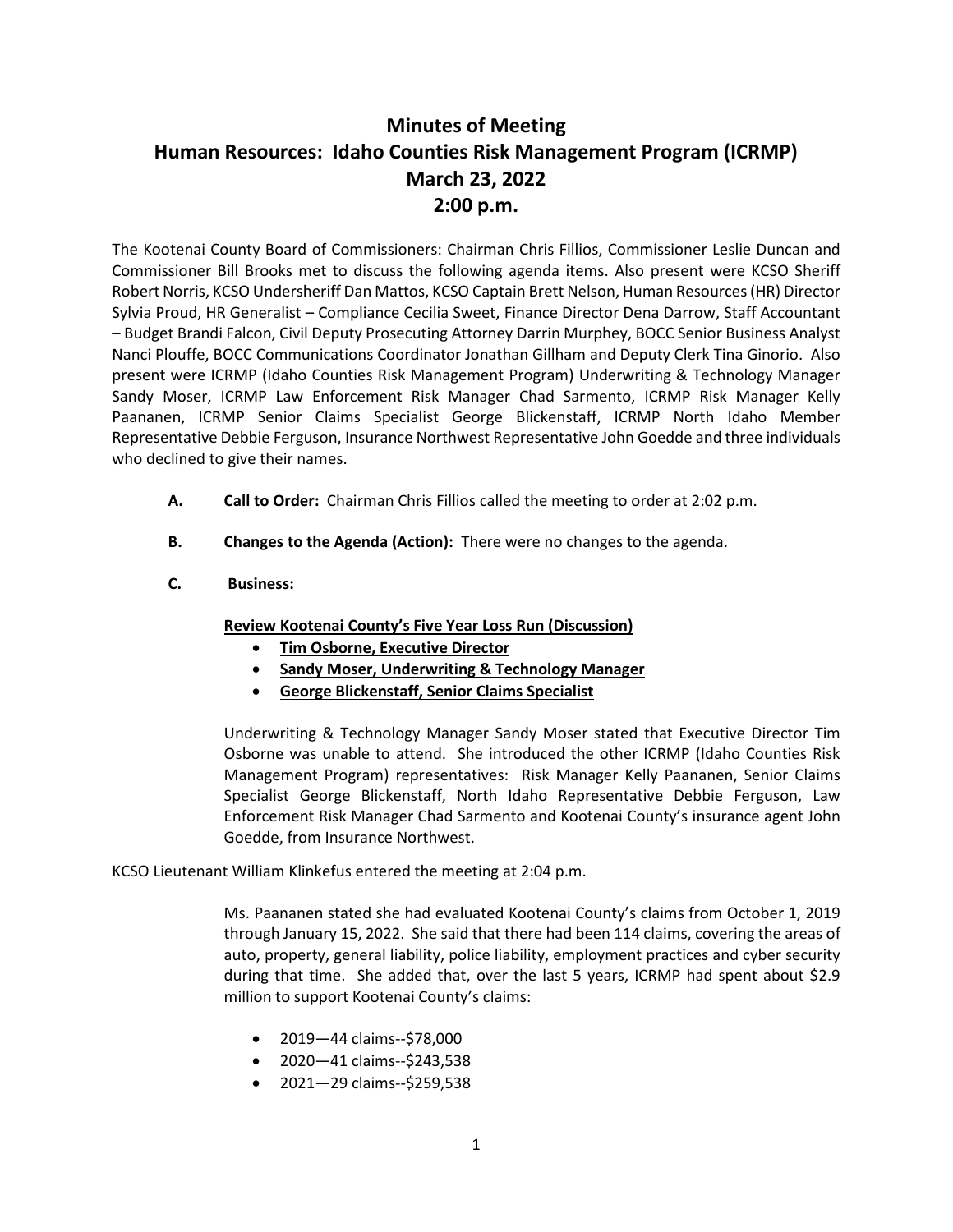# Minutes of Meeting
# Human Resources: Idaho Counties Risk Management Program (ICRMP)
# March 23, 2022
# 2:00 p.m.

The Kootenai County Board of Commissioners: Chairman Chris Fillios, Commissioner Leslie Duncan and Commissioner Bill Brooks met to discuss the following agenda items. Also present were KCSO Sheriff Robert Norris, KCSO Undersheriff Dan Mattos, KCSO Captain Brett Nelson, Human Resources (HR) Director Sylvia Proud, HR Generalist – Compliance Cecilia Sweet, Finance Director Dena Darrow, Staff Accountant – Budget Brandi Falcon, Civil Deputy Prosecuting Attorney Darrin Murphey, BOCC Senior Business Analyst Nanci Plouffe, BOCC Communications Coordinator Jonathan Gillham and Deputy Clerk Tina Ginorio. Also present were ICRMP (Idaho Counties Risk Management Program) Underwriting & Technology Manager Sandy Moser, ICRMP Law Enforcement Risk Manager Chad Sarmento, ICRMP Risk Manager Kelly Paananen, ICRMP Senior Claims Specialist George Blickenstaff, ICRMP North Idaho Member Representative Debbie Ferguson, Insurance Northwest Representative John Goedde and three individuals who declined to give their names.

**A. Call to Order:** Chairman Chris Fillios called the meeting to order at 2:02 p.m.

**B. Changes to the Agenda (Action):** There were no changes to the agenda.

**C. Business:**

**Review Kootenai County's Five Year Loss Run (Discussion)**

- **Tim Osborne, Executive Director**
- **Sandy Moser, Underwriting & Technology Manager**
- **George Blickenstaff, Senior Claims Specialist**

Underwriting & Technology Manager Sandy Moser stated that Executive Director Tim Osborne was unable to attend. She introduced the other ICRMP (Idaho Counties Risk Management Program) representatives: Risk Manager Kelly Paananen, Senior Claims Specialist George Blickenstaff, North Idaho Representative Debbie Ferguson, Law Enforcement Risk Manager Chad Sarmento and Kootenai County's insurance agent John Goedde, from Insurance Northwest.

KCSO Lieutenant William Klinkefus entered the meeting at 2:04 p.m.

Ms. Paananen stated she had evaluated Kootenai County's claims from October 1, 2019 through January 15, 2022. She said that there had been 114 claims, covering the areas of auto, property, general liability, police liability, employment practices and cyber security during that time. She added that, over the last 5 years, ICRMP had spent about $2.9 million to support Kootenai County's claims:

- 2019—44 claims--$78,000
- 2020—41 claims--$243,538
- 2021—29 claims--$259,538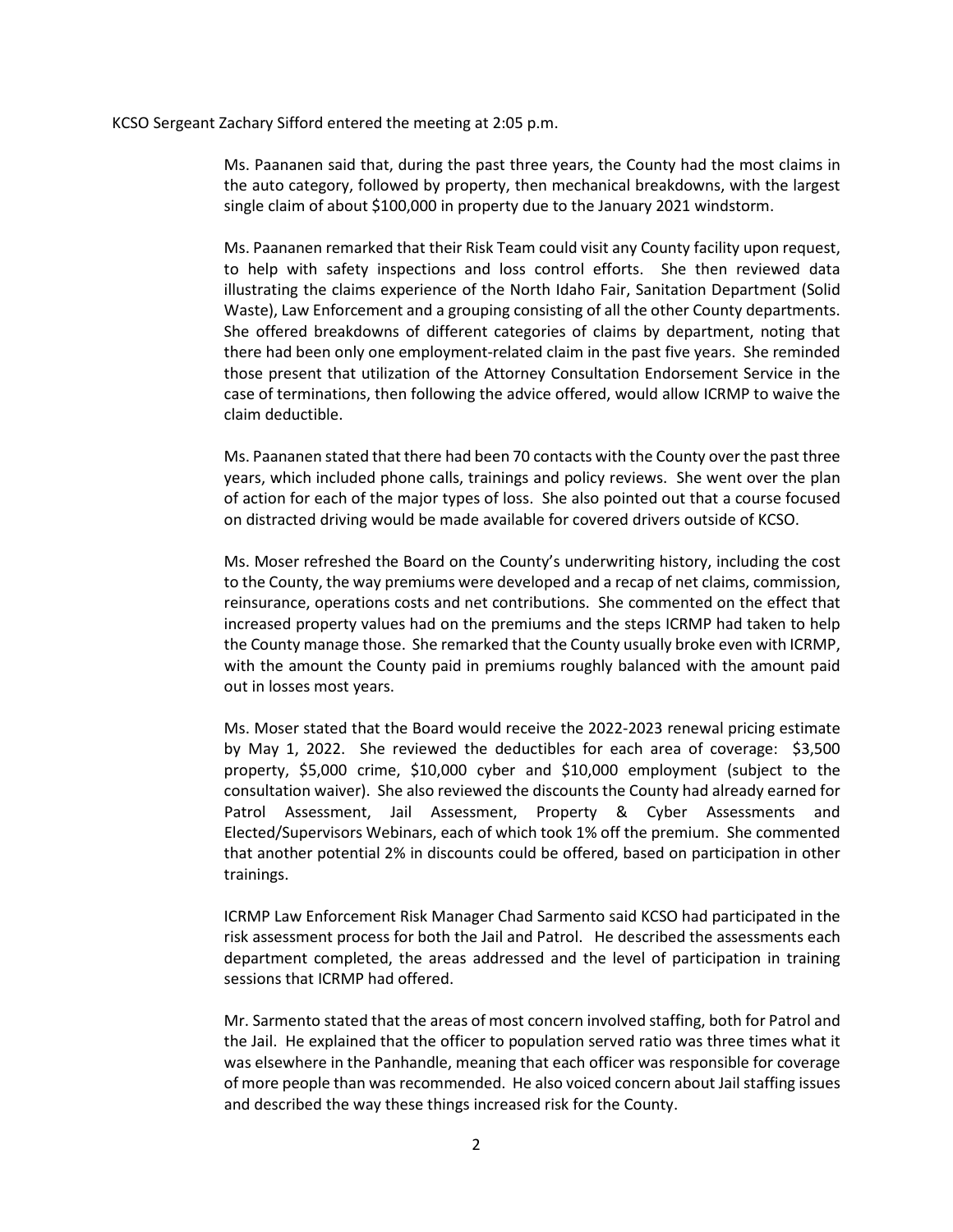KCSO Sergeant Zachary Sifford entered the meeting at 2:05 p.m.

Ms. Paananen said that, during the past three years, the County had the most claims in the auto category, followed by property, then mechanical breakdowns, with the largest single claim of about $100,000 in property due to the January 2021 windstorm.

Ms. Paananen remarked that their Risk Team could visit any County facility upon request, to help with safety inspections and loss control efforts. She then reviewed data illustrating the claims experience of the North Idaho Fair, Sanitation Department (Solid Waste), Law Enforcement and a grouping consisting of all the other County departments. She offered breakdowns of different categories of claims by department, noting that there had been only one employment-related claim in the past five years. She reminded those present that utilization of the Attorney Consultation Endorsement Service in the case of terminations, then following the advice offered, would allow ICRMP to waive the claim deductible.

Ms. Paananen stated that there had been 70 contacts with the County over the past three years, which included phone calls, trainings and policy reviews. She went over the plan of action for each of the major types of loss. She also pointed out that a course focused on distracted driving would be made available for covered drivers outside of KCSO.

Ms. Moser refreshed the Board on the County's underwriting history, including the cost to the County, the way premiums were developed and a recap of net claims, commission, reinsurance, operations costs and net contributions. She commented on the effect that increased property values had on the premiums and the steps ICRMP had taken to help the County manage those. She remarked that the County usually broke even with ICRMP, with the amount the County paid in premiums roughly balanced with the amount paid out in losses most years.

Ms. Moser stated that the Board would receive the 2022-2023 renewal pricing estimate by May 1, 2022. She reviewed the deductibles for each area of coverage: $3,500 property, $5,000 crime, $10,000 cyber and $10,000 employment (subject to the consultation waiver). She also reviewed the discounts the County had already earned for Patrol Assessment, Jail Assessment, Property & Cyber Assessments and Elected/Supervisors Webinars, each of which took 1% off the premium. She commented that another potential 2% in discounts could be offered, based on participation in other trainings.

ICRMP Law Enforcement Risk Manager Chad Sarmento said KCSO had participated in the risk assessment process for both the Jail and Patrol. He described the assessments each department completed, the areas addressed and the level of participation in training sessions that ICRMP had offered.

Mr. Sarmento stated that the areas of most concern involved staffing, both for Patrol and the Jail. He explained that the officer to population served ratio was three times what it was elsewhere in the Panhandle, meaning that each officer was responsible for coverage of more people than was recommended. He also voiced concern about Jail staffing issues and described the way these things increased risk for the County.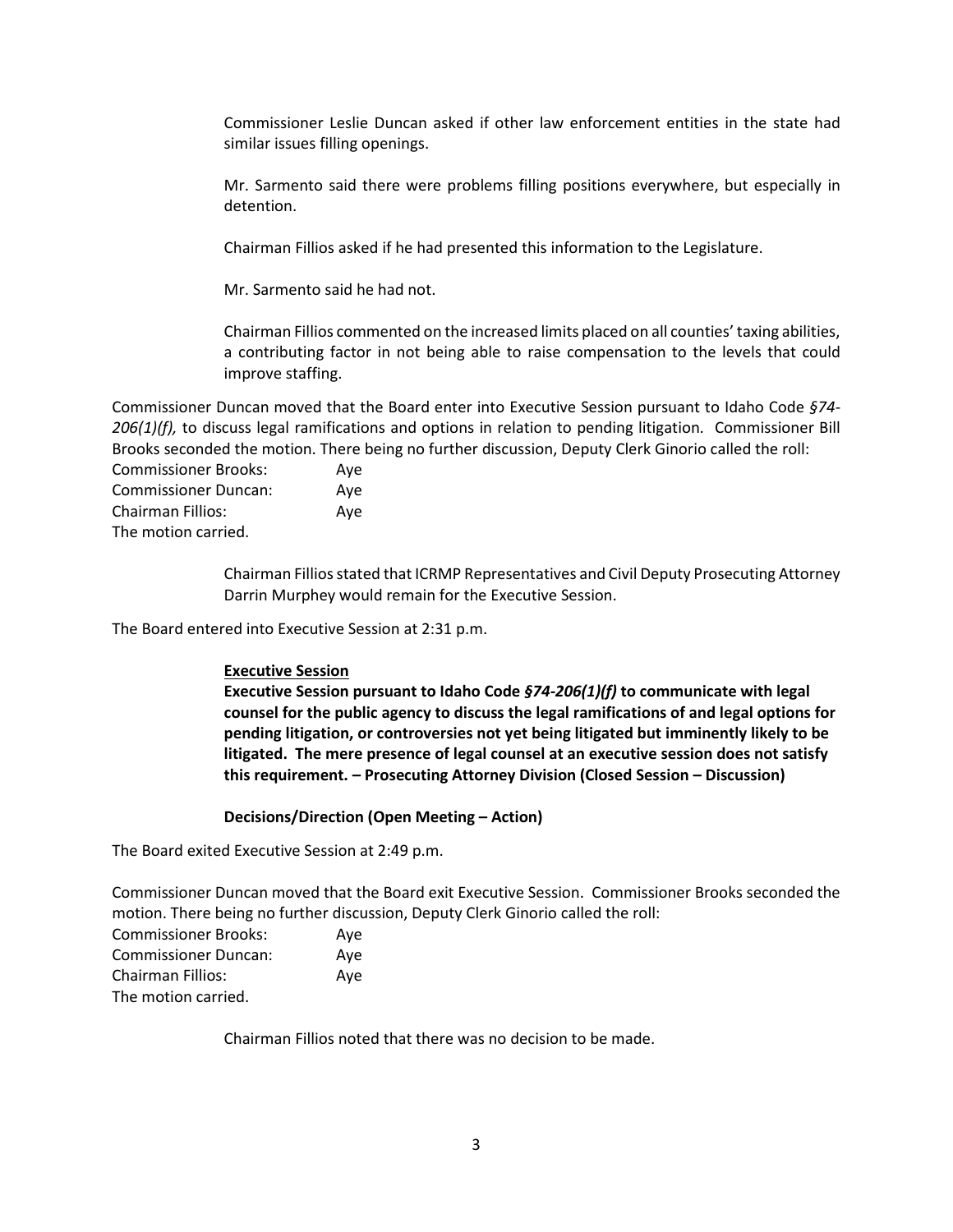Commissioner Leslie Duncan asked if other law enforcement entities in the state had similar issues filling openings.

Mr. Sarmento said there were problems filling positions everywhere, but especially in detention.

Chairman Fillios asked if he had presented this information to the Legislature.

Mr. Sarmento said he had not.

Chairman Fillios commented on the increased limits placed on all counties' taxing abilities, a contributing factor in not being able to raise compensation to the levels that could improve staffing.

Commissioner Duncan moved that the Board enter into Executive Session pursuant to Idaho Code *§74-206(1)(f),* to discuss legal ramifications and options in relation to pending litigation. Commissioner Bill Brooks seconded the motion. There being no further discussion, Deputy Clerk Ginorio called the roll:

| | |
|---|---|
| Commissioner Brooks: | Aye |
| Commissioner Duncan: | Aye |
| Chairman Fillios: | Aye |

The motion carried.

Chairman Fillios stated that ICRMP Representatives and Civil Deputy Prosecuting Attorney Darrin Murphey would remain for the Executive Session.

The Board entered into Executive Session at 2:31 p.m.

**<u>Executive Session</u>**

**Executive Session pursuant to Idaho Code *§74-206(1)(f)* to communicate with legal counsel for the public agency to discuss the legal ramifications of and legal options for pending litigation, or controversies not yet being litigated but imminently likely to be litigated. The mere presence of legal counsel at an executive session does not satisfy this requirement. – Prosecuting Attorney Division (Closed Session – Discussion)**

**Decisions/Direction (Open Meeting – Action)**

The Board exited Executive Session at 2:49 p.m.

Commissioner Duncan moved that the Board exit Executive Session. Commissioner Brooks seconded the motion. There being no further discussion, Deputy Clerk Ginorio called the roll:

| | |
|---|---|
| Commissioner Brooks: | Aye |
| Commissioner Duncan: | Aye |
| Chairman Fillios: | Aye |

The motion carried.

Chairman Fillios noted that there was no decision to be made.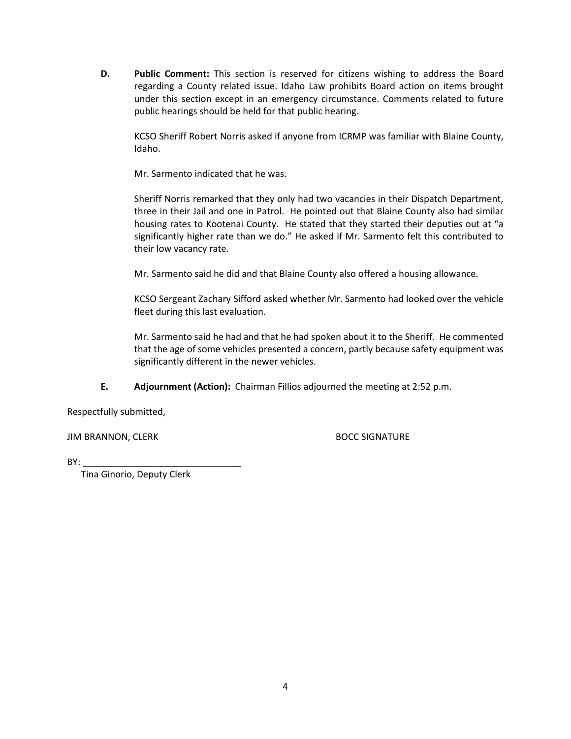**D. Public Comment:** This section is reserved for citizens wishing to address the Board regarding a County related issue. Idaho Law prohibits Board action on items brought under this section except in an emergency circumstance. Comments related to future public hearings should be held for that public hearing.

KCSO Sheriff Robert Norris asked if anyone from ICRMP was familiar with Blaine County, Idaho.

Mr. Sarmento indicated that he was.

Sheriff Norris remarked that they only had two vacancies in their Dispatch Department, three in their Jail and one in Patrol. He pointed out that Blaine County also had similar housing rates to Kootenai County. He stated that they started their deputies out at "a significantly higher rate than we do." He asked if Mr. Sarmento felt this contributed to their low vacancy rate.

Mr. Sarmento said he did and that Blaine County also offered a housing allowance.

KCSO Sergeant Zachary Sifford asked whether Mr. Sarmento had looked over the vehicle fleet during this last evaluation.

Mr. Sarmento said he had and that he had spoken about it to the Sheriff. He commented that the age of some vehicles presented a concern, partly because safety equipment was significantly different in the newer vehicles.

**E. Adjournment (Action):** Chairman Fillios adjourned the meeting at 2:52 p.m.

Respectfully submitted,

JIM BRANNON, CLERK

BOCC SIGNATURE

BY: _______________________________

Tina Ginorio, Deputy Clerk